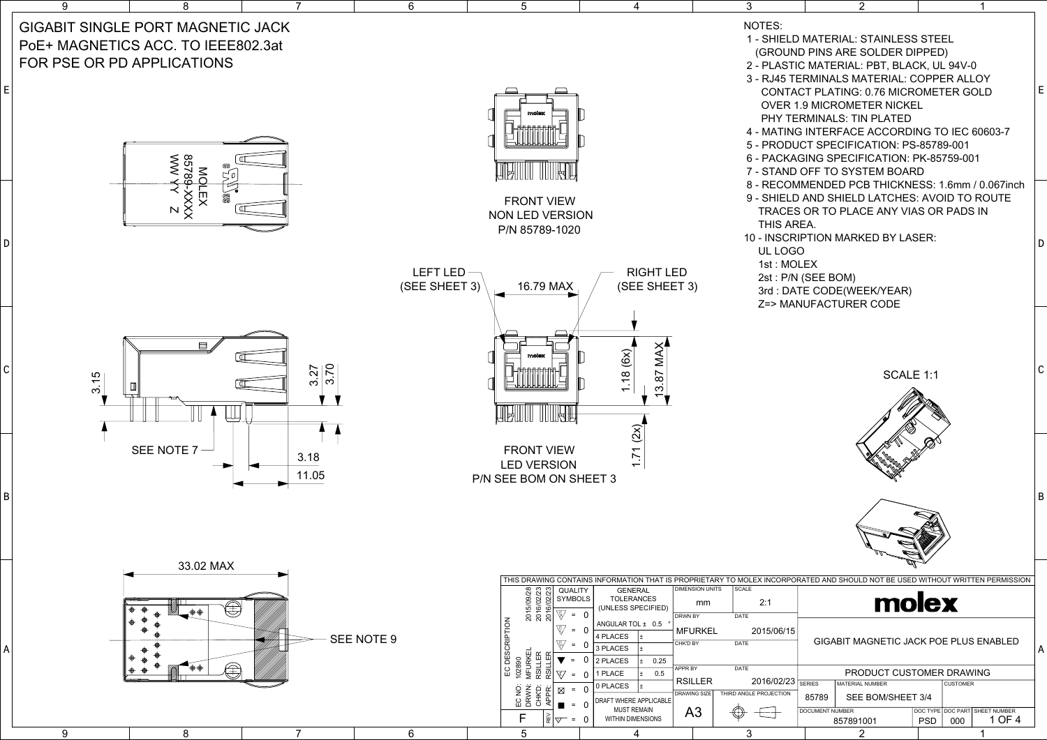# GIGABIT SINGLE PORT MAGNETIC JACK
# PoE+ MAGNETICS ACC. TO IEEE802.3at
# FOR PSE OR PD APPLICATIONS

MOLEX
85789-XXXX
WW YY Z

FRONT VIEW
NON LED VERSION
P/N 85789-1020

LEFT LED (SEE SHEET 3)

RIGHT LED (SEE SHEET 3)

16.79 MAX

1.18 (6x)

13.87 MAX

1.71 (2x)

FRONT VIEW
LED VERSION
P/N SEE BOM ON SHEET 3

3.15

3.27

3.70

SEE NOTE 7

3.18

11.05

33.02 MAX

SEE NOTE 9

SCALE 1:1

NOTES:

1 - SHIELD MATERIAL: STAINLESS STEEL (GROUND PINS ARE SOLDER DIPPED)
2 - PLASTIC MATERIAL: PBT, BLACK, UL 94V-0
3 - RJ45 TERMINALS MATERIAL: COPPER ALLOY
    CONTACT PLATING: 0.76 MICROMETER GOLD OVER 1.9 MICROMETER NICKEL
    PHY TERMINALS: TIN PLATED
4 - MATING INTERFACE ACCORDING TO IEC 60603-7
5 - PRODUCT SPECIFICATION: PS-85789-001
6 - PACKAGING SPECIFICATION: PK-85759-001
7 - STAND OFF TO SYSTEM BOARD
8 - RECOMMENDED PCB THICKNESS: 1.6mm / 0.067inch
9 - SHIELD AND SHIELD LATCHES: AVOID TO ROUTE TRACES OR TO PLACE ANY VIAS OR PADS IN THIS AREA.
10 - INSCRIPTION MARKED BY LASER:
    UL LOGO
    1st : MOLEX
    2st : P/N (SEE BOM)
    3rd : DATE CODE(WEEK/YEAR)
    Z=> MANUFACTURER CODE

THIS DRAWING CONTAINS INFORMATION THAT IS PROPRIETARY TO MOLEX INCORPORATED AND SHOULD NOT BE USED WITHOUT WRITTEN PERMISSION

| EC DESCRIPTION | |
|---|---|
| EC NO: | 102890 / 2015/09/28 |
| DRWN: | MFURKEL / 2016/02/23 |
| CHK'D: | RSILLER / 2016/02/23 |
| APPR: | RSILLER |
| REV | F |

| QUALITY SYMBOLS | |
|---|---|
| | = 0 |
| | = 0 |
| | = 0 |
| ▼ | = 0 |
| | = 0 |
| ⊠ | = 0 |
| ■ | = 0 |
| | = 0 |

| GENERAL TOLERANCES (UNLESS SPECIFIED) | | |
|---|---|---|
| ANGULAR TOL ± | 0.5 ° | |
| 4 PLACES | ± | |
| 3 PLACES | ± | |
| 2 PLACES | ± | 0.25 |
| 1 PLACE | ± | 0.5 |
| 0 PLACES | ± | |
| DRAFT WHERE APPLICABLE MUST REMAIN WITHIN DIMENSIONS | | |

| DIMENSION UNITS | SCALE |
|---|---|
| mm | 2:1 |
| DRWN BY | DATE |
| MFURKEL | 2015/06/15 |
| CHK'D BY | DATE |
| | |
| APPR BY | DATE |
| RSILLER | 2016/02/23 |
| DRAWING SIZE | THIRD ANGLE PROJECTION |
| A3 | |

molex

GIGABIT MAGNETIC JACK POE PLUS ENABLED

PRODUCT CUSTOMER DRAWING

| SERIES | MATERIAL NUMBER | CUSTOMER |
|---|---|---|
| 85789 | SEE BOM/SHEET 3/4 | |

| DOCUMENT NUMBER | DOC TYPE | DOC PART | SHEET NUMBER |
|---|---|---|---|
| 857891001 | PSD | 000 | 1 OF 4 |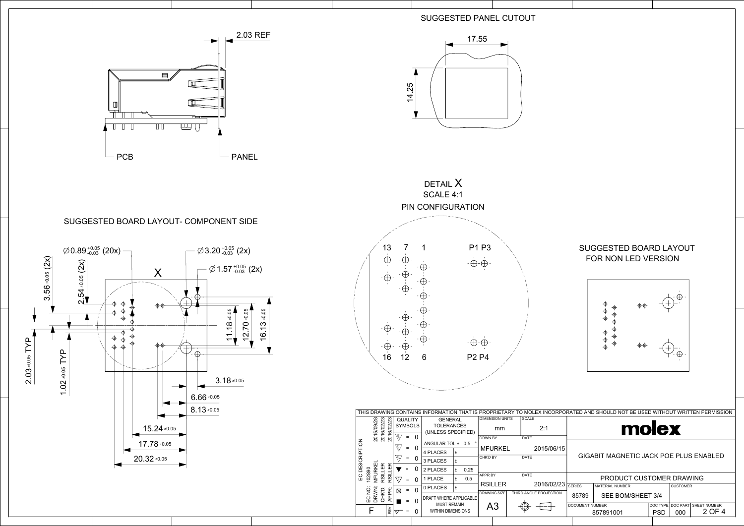## SUGGESTED PANEL CUTOUT

17.55

14.25

2.03 REF

PCB

PANEL

## DETAIL X
SCALE 4:1
PIN CONFIGURATION

13 7 1 P1 P3

16 12 6 P2 P4

## SUGGESTED BOARD LAYOUT- COMPONENT SIDE

$\varnothing 0.89^{+0.05}_{-0.03}$ (20x)

$\varnothing 3.20^{+0.05}_{-0.03}$ (2x)

$\varnothing 1.57^{+0.05}_{-0.03}$ (2x)

X

3.56 ±0.05 (2x)

2.54 ±0.05 (2x)

2.03 ±0.05 TYP

1.02 ±0.05 TYP

11.18 ±0.05

12.70 ±0.05

16.13 ±0.05

3.18 ±0.05

6.66 ±0.05

8.13 ±0.05

15.24 ±0.05

17.78 ±0.05

20.32 ±0.05

## SUGGESTED BOARD LAYOUT FOR NON LED VERSION

THIS DRAWING CONTAINS INFORMATION THAT IS PROPRIETARY TO MOLEX INCORPORATED AND SHOULD NOT BE USED WITHOUT WRITTEN PERMISSION

| EC DESCRIPTION | | |
|---|---|---|
| EC NO: 102890 | | |
| DRWN: MFURKEL | 2015/09/28 | |
| CHK'D: RSILLER | 2016/02/23 | |
| APPR: RSILLER | 2016/02/23 | |
| REV F | | |

| QUALITY SYMBOLS | |
|---|---|
| = | 0 |
| = | 0 |
| = | 0 |
| ▼ = | 0 |
| = | 0 |
| ⊠ = | 0 |
| ■ = | 0 |
| = | 0 |

| GENERAL TOLERANCES (UNLESS SPECIFIED) | | |
|---|---|---|
| ANGULAR TOL ± | 0.5 ° | |
| 4 PLACES | ± | |
| 3 PLACES | ± | |
| 2 PLACES | ± | 0.25 |
| 1 PLACE | ± | 0.5 |
| 0 PLACES | ± | |
| DRAFT WHERE APPLICABLE MUST REMAIN WITHIN DIMENSIONS | | |

| DIMENSION UNITS | SCALE |
|---|---|
| mm | 2:1 |
| DRWN BY | DATE |
| MFURKEL | 2015/06/15 |
| CHK'D BY | DATE |
| | |
| APPR BY | DATE |
| RSILLER | 2016/02/23 |
| DRAWING SIZE | THIRD ANGLE PROJECTION |
| A3 | |

**molex**

GIGABIT MAGNETIC JACK POE PLUS ENABLED

PRODUCT CUSTOMER DRAWING

| SERIES | MATERIAL NUMBER | CUSTOMER | |
|---|---|---|---|
| 85789 | SEE BOM/SHEET 3/4 | | |
| DOCUMENT NUMBER | DOC TYPE | DOC PART | SHEET NUMBER |
| 857891001 | PSD | 000 | 2 OF 4 |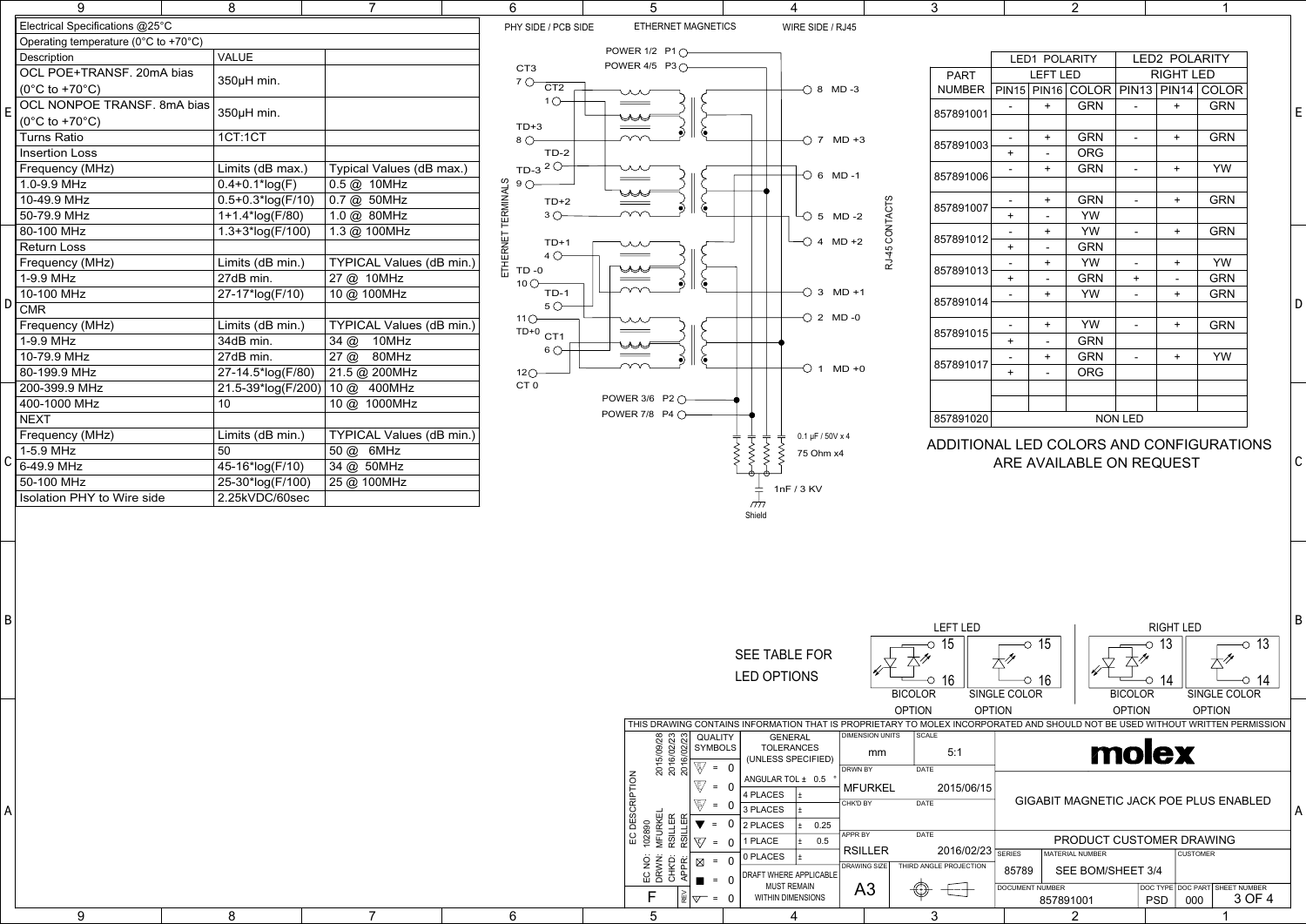| Electrical Specifications @25°C | | |
|---|---|---|
| Operating temperature (0°C to +70°C) | | |
| Description | VALUE | |
| OCL POE+TRANSF. 20mA bias (0°C to +70°C) | 350µH min. | |
| OCL NONPOE TRANSF. 8mA bias (0°C to +70°C) | 350µH min. | |
| Turns Ratio | 1CT:1CT | |
| Insertion Loss | | |
| Frequency (MHz) | Limits (dB max.) | Typical Values (dB max.) |
| 1.0-9.9 MHz | 0.4+0.1*log(F) | 0.5 @ 10MHz |
| 10-49.9 MHz | 0.5+0.3*log(F/10) | 0.7 @ 50MHz |
| 50-79.9 MHz | 1+1.4*log(F/80) | 1.0 @ 80MHz |
| 80-100 MHz | 1.3+3*log(F/100) | 1.3 @ 100MHz |
| Return Loss | | |
| Frequency (MHz) | Limits (dB min.) | TYPICAL Values (dB min.) |
| 1-9.9 MHz | 27dB min. | 27 @ 10MHz |
| 10-100 MHz | 27-17*log(F/10) | 10 @ 100MHz |
| CMR | | |
| Frequency (MHz) | Limits (dB min.) | TYPICAL Values (dB min.) |
| 1-9.9 MHz | 34dB min. | 34 @ 10MHz |
| 10-79.9 MHz | 27dB min. | 27 @ 80MHz |
| 80-199.9 MHz | 27-14.5*log(F/80) | 21.5 @ 200MHz |
| 200-399.9 MHz | 21.5-39*log(F/200) | 10 @ 400MHz |
| 400-1000 MHz | 10 | 10 @ 1000MHz |
| NEXT | | |
| Frequency (MHz) | Limits (dB min.) | TYPICAL Values (dB min.) |
| 1-5.9 MHz | 50 | 50 @ 6MHz |
| 6-49.9 MHz | 45-16*log(F/10) | 34 @ 50MHz |
| 50-100 MHz | 25-30*log(F/100) | 25 @ 100MHz |
| Isolation PHY to Wire side | 2.25kVDC/60sec | |

PHY SIDE / PCB SIDE — ETHERNET MAGNETICS — WIRE SIDE / RJ45

ETHERNET TERMINALS: CT3 7, CT2 1, TD+3 8, TD-2, TD-3 2, 9, TD+2 3, TD+1 4, TD-0 10, TD-1 5, 11, TD+0, CT1 6, 12, CT 0

POWER 1/2 P1, POWER 4/5 P3, POWER 3/6 P2, POWER 7/8 P4

RJ-45 CONTACTS: 8 MD -3, 7 MD +3, 6 MD -1, 5 MD -2, 4 MD +2, 3 MD +1, 2 MD -0, 1 MD +0

0.1 µF / 50V x 4, 75 Ohm x4, 1nF / 3 KV, Shield

| PART NUMBER | LED1 POLARITY | | | LED2 POLARITY | | |
|---|---|---|---|---|---|---|
| | LEFT LED | | | RIGHT LED | | |
| | PIN15 | PIN16 | COLOR | PIN13 | PIN14 | COLOR |
| 857891001 | - | + | GRN | - | + | GRN |
| 857891003 | - | + | GRN | - | + | GRN |
| | + | - | ORG | | | |
| 857891006 | - | + | GRN | - | + | YW |
| 857891007 | - | + | GRN | - | + | GRN |
| | + | - | YW | | | |
| 857891012 | - | + | YW | - | + | GRN |
| | + | - | GRN | | | |
| 857891013 | - | + | YW | - | + | YW |
| | + | - | GRN | + | - | GRN |
| 857891014 | - | + | YW | - | + | GRN |
| 857891015 | - | + | YW | - | + | GRN |
| | + | - | GRN | | | |
| 857891017 | - | + | GRN | - | + | YW |
| | + | - | ORG | | | |
| 857891020 | NON LED | | | | | |

ADDITIONAL LED COLORS AND CONFIGURATIONS ARE AVAILABLE ON REQUEST

SEE TABLE FOR LED OPTIONS

LEFT LED: 15, 16 — BICOLOR OPTION; SINGLE COLOR OPTION
RIGHT LED: 13, 14 — BICOLOR OPTION; SINGLE COLOR OPTION

THIS DRAWING CONTAINS INFORMATION THAT IS PROPRIETARY TO MOLEX INCORPORATED AND SHOULD NOT BE USED WITHOUT WRITTEN PERMISSION

EC NO: 102890 2015/09/28; DRWN: MFURKEL; CHK'D: RSILLER 2016/02/23; APPR: RSILLER 2016/02/23; REV F

GENERAL TOLERANCES (UNLESS SPECIFIED): ANGULAR TOL ± 0.5°; 2 PLACES ± 0.25; 1 PLACE ± 0.5; DRAFT WHERE APPLICABLE MUST REMAIN WITHIN DIMENSIONS

DIMENSION UNITS: mm; SCALE: 5:1; DRWN BY: MFURKEL 2015/06/15; APPR BY: RSILLER 2016/02/23; DRAWING SIZE: A3; THIRD ANGLE PROJECTION

molex — GIGABIT MAGNETIC JACK POE PLUS ENABLED — PRODUCT CUSTOMER DRAWING

SERIES: 85789; MATERIAL NUMBER: SEE BOM/SHEET 3/4; DOCUMENT NUMBER: 857891001; DOC TYPE: PSD; DOC PART: 000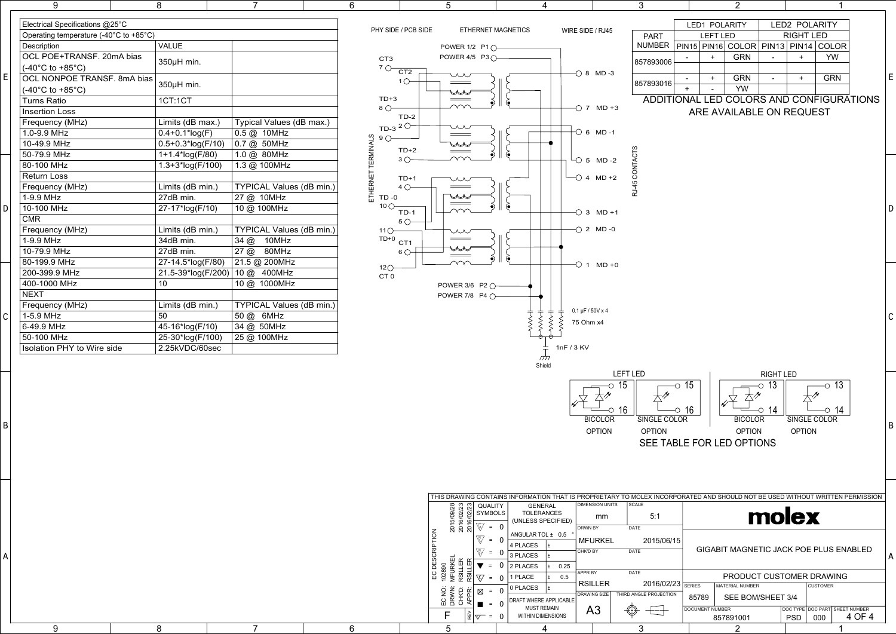| Electrical Specifications @25°C | | |
|---|---|---|
| Operating temperature (-40°C to +85°C) | | |
| Description | VALUE | |
| OCL POE+TRANSF. 20mA bias (-40°C to +85°C) | 350µH min. | |
| OCL NONPOE TRANSF. 8mA bias (-40°C to +85°C) | 350µH min. | |
| Turns Ratio | 1CT:1CT | |
| Insertion Loss | | |
| Frequency (MHz) | Limits (dB max.) | Typical Values (dB max.) |
| 1.0-9.9 MHz | 0.4+0.1*log(F) | 0.5 @ 10MHz |
| 10-49.9 MHz | 0.5+0.3*log(F/10) | 0.7 @ 50MHz |
| 50-79.9 MHz | 1+1.4*log(F/80) | 1.0 @ 80MHz |
| 80-100 MHz | 1.3+3*log(F/100) | 1.3 @ 100MHz |
| Return Loss | | |
| Frequency (MHz) | Limits (dB min.) | TYPICAL Values (dB min.) |
| 1-9.9 MHz | 27dB min. | 27 @ 10MHz |
| 10-100 MHz | 27-17*log(F/10) | 10 @ 100MHz |
| CMR | | |
| Frequency (MHz) | Limits (dB min.) | TYPICAL Values (dB min.) |
| 1-9.9 MHz | 34dB min. | 34 @ 10MHz |
| 10-79.9 MHz | 27dB min. | 27 @ 80MHz |
| 80-199.9 MHz | 27-14.5*log(F/80) | 21.5 @ 200MHz |
| 200-399.9 MHz | 21.5-39*log(F/200) | 10 @ 400MHz |
| 400-1000 MHz | 10 | 10 @ 1000MHz |
| NEXT | | |
| Frequency (MHz) | Limits (dB min.) | TYPICAL Values (dB min.) |
| 1-5.9 MHz | 50 | 50 @ 6MHz |
| 6-49.9 MHz | 45-16*log(F/10) | 34 @ 50MHz |
| 50-100 MHz | 25-30*log(F/100) | 25 @ 100MHz |
| Isolation PHY to Wire side | 2.25kVDC/60sec | |

PHY SIDE / PCB SIDE — ETHERNET MAGNETICS — WIRE SIDE / RJ45

ETHERNET TERMINALS: CT3 7, CT2 1, TD+3 8, TD-2 2, TD-3 9, TD+2 3, TD+1 4, TD-0 10, TD-1 5, 11 TD+0, CT1 6, 12 CT 0

POWER 1/2 P1, POWER 4/5 P3, POWER 3/6 P2, POWER 7/8 P4

RJ-45 CONTACTS: 8 MD -3, 7 MD +3, 6 MD -1, 5 MD -2, 4 MD +2, 3 MD +1, 2 MD -0, 1 MD +0

0.1 µF / 50V x 4

75 Ohm x4

1nF / 3 KV

Shield

| PART NUMBER | LED1 POLARITY | | | LED2 POLARITY | | |
|---|---|---|---|---|---|---|
| | LEFT LED | | | RIGHT LED | | |
| | PIN15 | PIN16 | COLOR | PIN13 | PIN14 | COLOR |
| 857893006 | - | + | GRN | - | + | YW |
| 857893016 | - | + | GRN | - | + | GRN |
| | + | - | YW | | | |

ADDITIONAL LED COLORS AND CONFIGURATIONS ARE AVAILABLE ON REQUEST

LEFT LED: 15, 16 — BICOLOR OPTION; 15, 16 — SINGLE COLOR OPTION

RIGHT LED: 13, 14 — BICOLOR OPTION; 13, 14 — SINGLE COLOR OPTION

SEE TABLE FOR LED OPTIONS

THIS DRAWING CONTAINS INFORMATION THAT IS PROPRIETARY TO MOLEX INCORPORATED AND SHOULD NOT BE USED WITHOUT WRITTEN PERMISSION

EC DESCRIPTION — EC NO: 102890; DRWN: MFURKEL 2015/09/28; CHK'D: RSILLER 2016/02/23; APPR: RSILLER 2016/02/23; REV F

QUALITY SYMBOLS = 0

GENERAL TOLERANCES (UNLESS SPECIFIED): ANGULAR TOL ± 0.5°; 4 PLACES ±; 3 PLACES ±; 2 PLACES ± 0.25; 1 PLACE ± 0.5; 0 PLACES ±

DRAFT WHERE APPLICABLE MUST REMAIN WITHIN DIMENSIONS

DIMENSION UNITS: mm; SCALE: 5:1

DRWN BY: MFURKEL; DATE: 2015/06/15

CHK'D BY / DATE

APPR BY: RSILLER; DATE: 2016/02/23

DRAWING SIZE: A3; THIRD ANGLE PROJECTION

molex

GIGABIT MAGNETIC JACK POE PLUS ENABLED

PRODUCT CUSTOMER DRAWING

SERIES: 85789; MATERIAL NUMBER: SEE BOM/SHEET 3/4; CUSTOMER

DOCUMENT NUMBER: 857891001; DOC TYPE: PSD; DOC PART: 000; SHEET NUMBER: 4 OF 4